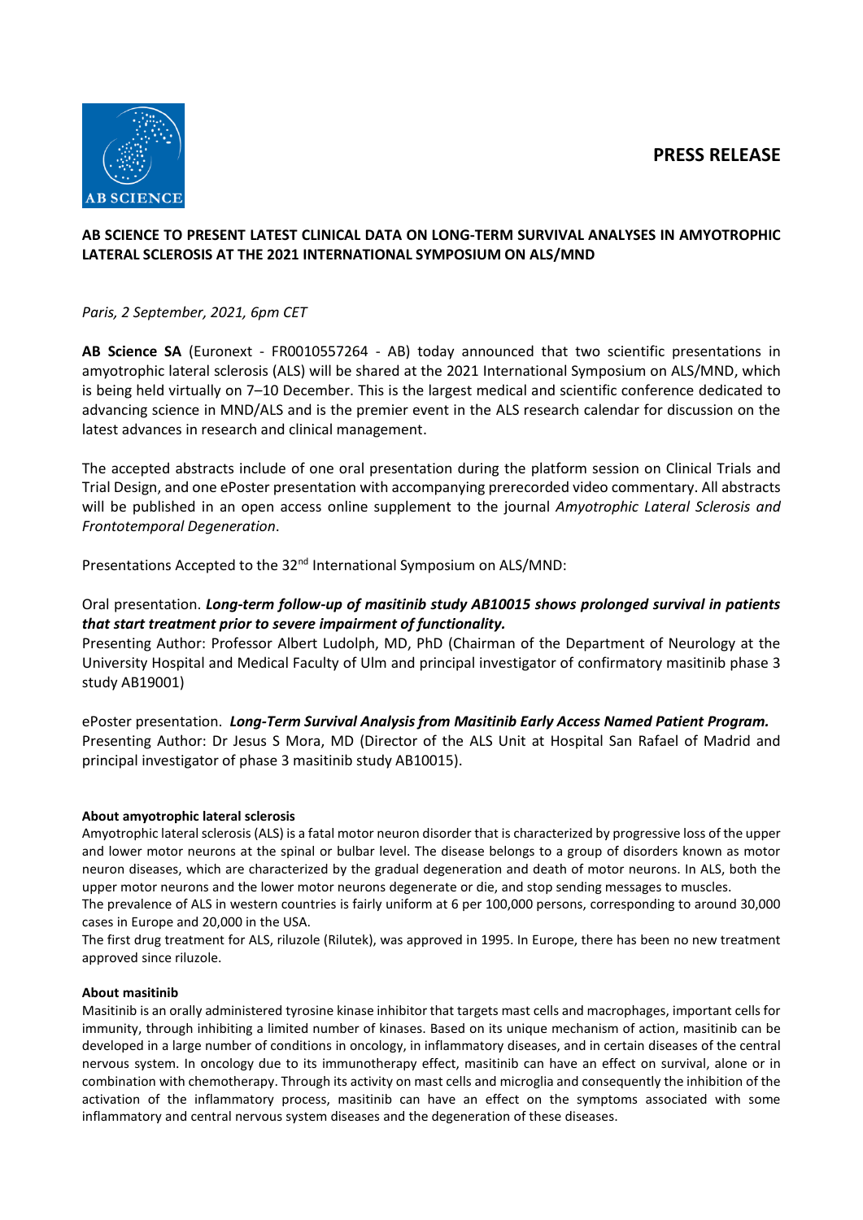**PRESS RELEASE**

# AB SCIENCE TO PRESENT LATEST CLINICAL DATA ON LONG-TERM SURVIVAL ANALYSES IN AMYOTROPHIC LATERAL SCLEROSIS AT THE 2021 INTERNATIONAL SYMPOSIUM ON ALS/MND

*Paris, 2 September, 2021, 6pm CET*

**AB Science SA** (Euronext - FR0010557264 - AB) today announced that two scientific presentations in amyotrophic lateral sclerosis (ALS) will be shared at the 2021 International Symposium on ALS/MND, which is being held virtually on 7–10 December. This is the largest medical and scientific conference dedicated to advancing science in MND/ALS and is the premier event in the ALS research calendar for discussion on the latest advances in research and clinical management.

The accepted abstracts include of one oral presentation during the platform session on Clinical Trials and Trial Design, and one ePoster presentation with accompanying prerecorded video commentary. All abstracts will be published in an open access online supplement to the journal *Amyotrophic Lateral Sclerosis and Frontotemporal Degeneration*.

Presentations Accepted to the 32nd International Symposium on ALS/MND:

Oral presentation. ***Long-term follow-up of masitinib study AB10015 shows prolonged survival in patients that start treatment prior to severe impairment of functionality.***
Presenting Author: Professor Albert Ludolph, MD, PhD (Chairman of the Department of Neurology at the University Hospital and Medical Faculty of Ulm and principal investigator of confirmatory masitinib phase 3 study AB19001)

ePoster presentation. ***Long-Term Survival Analysis from Masitinib Early Access Named Patient Program.***
Presenting Author: Dr Jesus S Mora, MD (Director of the ALS Unit at Hospital San Rafael of Madrid and principal investigator of phase 3 masitinib study AB10015).

#### About amyotrophic lateral sclerosis

Amyotrophic lateral sclerosis (ALS) is a fatal motor neuron disorder that is characterized by progressive loss of the upper and lower motor neurons at the spinal or bulbar level. The disease belongs to a group of disorders known as motor neuron diseases, which are characterized by the gradual degeneration and death of motor neurons. In ALS, both the upper motor neurons and the lower motor neurons degenerate or die, and stop sending messages to muscles.
The prevalence of ALS in western countries is fairly uniform at 6 per 100,000 persons, corresponding to around 30,000 cases in Europe and 20,000 in the USA.
The first drug treatment for ALS, riluzole (Rilutek), was approved in 1995. In Europe, there has been no new treatment approved since riluzole.

#### About masitinib

Masitinib is an orally administered tyrosine kinase inhibitor that targets mast cells and macrophages, important cells for immunity, through inhibiting a limited number of kinases. Based on its unique mechanism of action, masitinib can be developed in a large number of conditions in oncology, in inflammatory diseases, and in certain diseases of the central nervous system. In oncology due to its immunotherapy effect, masitinib can have an effect on survival, alone or in combination with chemotherapy. Through its activity on mast cells and microglia and consequently the inhibition of the activation of the inflammatory process, masitinib can have an effect on the symptoms associated with some inflammatory and central nervous system diseases and the degeneration of these diseases.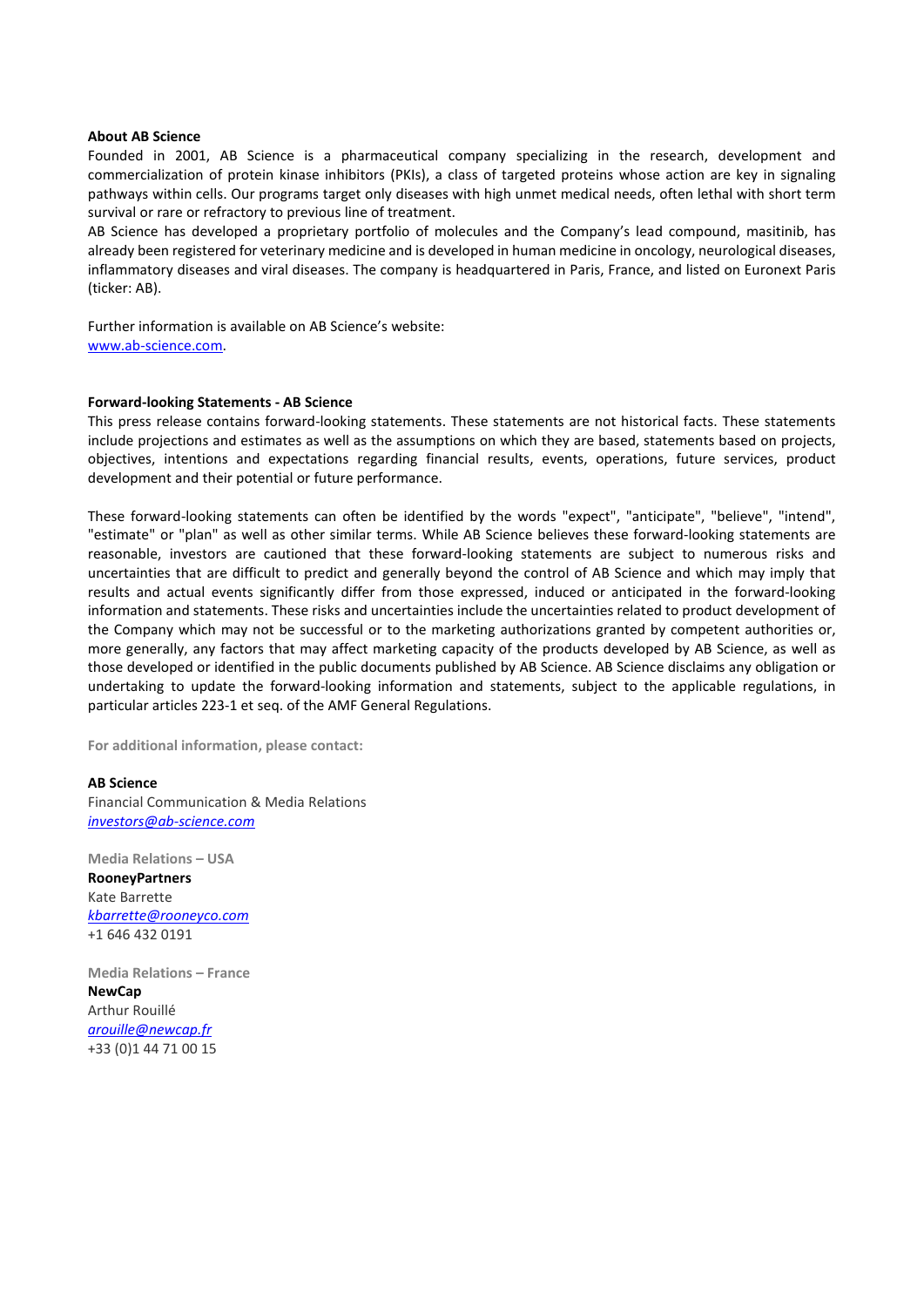**About AB Science**

Founded in 2001, AB Science is a pharmaceutical company specializing in the research, development and commercialization of protein kinase inhibitors (PKIs), a class of targeted proteins whose action are key in signaling pathways within cells. Our programs target only diseases with high unmet medical needs, often lethal with short term survival or rare or refractory to previous line of treatment.

AB Science has developed a proprietary portfolio of molecules and the Company's lead compound, masitinib, has already been registered for veterinary medicine and is developed in human medicine in oncology, neurological diseases, inflammatory diseases and viral diseases. The company is headquartered in Paris, France, and listed on Euronext Paris (ticker: AB).

Further information is available on AB Science's website:
[www.ab-science.com](http://www.ab-science.com).

**Forward-looking Statements - AB Science**

This press release contains forward-looking statements. These statements are not historical facts. These statements include projections and estimates as well as the assumptions on which they are based, statements based on projects, objectives, intentions and expectations regarding financial results, events, operations, future services, product development and their potential or future performance.

These forward-looking statements can often be identified by the words "expect", "anticipate", "believe", "intend", "estimate" or "plan" as well as other similar terms. While AB Science believes these forward-looking statements are reasonable, investors are cautioned that these forward-looking statements are subject to numerous risks and uncertainties that are difficult to predict and generally beyond the control of AB Science and which may imply that results and actual events significantly differ from those expressed, induced or anticipated in the forward-looking information and statements. These risks and uncertainties include the uncertainties related to product development of the Company which may not be successful or to the marketing authorizations granted by competent authorities or, more generally, any factors that may affect marketing capacity of the products developed by AB Science, as well as those developed or identified in the public documents published by AB Science. AB Science disclaims any obligation or undertaking to update the forward-looking information and statements, subject to the applicable regulations, in particular articles 223-1 et seq. of the AMF General Regulations.

**For additional information, please contact:**

**AB Science**
Financial Communication & Media Relations
*[investors@ab-science.com](mailto:investors@ab-science.com)*

**Media Relations – USA**
**RooneyPartners**
Kate Barrette
*[kbarrette@rooneyco.com](mailto:kbarrette@rooneyco.com)*
+1 646 432 0191

**Media Relations – France**
**NewCap**
Arthur Rouillé
*[arouille@newcap.fr](mailto:arouille@newcap.fr)*
+33 (0)1 44 71 00 15